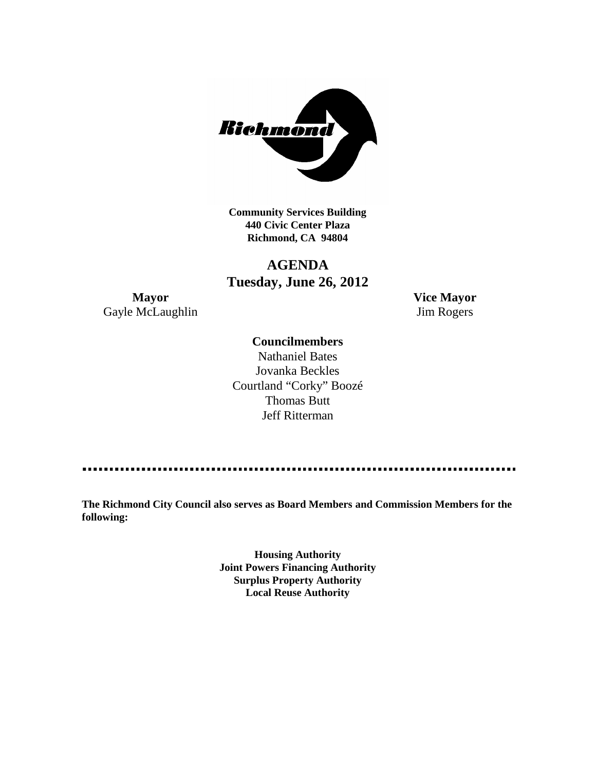**Community Services Building**
**440 Civic Center Plaza**
**Richmond, CA 94804**

# AGENDA
## Tuesday, June 26, 2012

**Mayor**
Gayle McLaughlin

**Vice Mayor**
Jim Rogers

**Councilmembers**
Nathaniel Bates
Jovanka Beckles
Courtland "Corky" Boozé
Thomas Butt
Jeff Ritterman

---

**The Richmond City Council also serves as Board Members and Commission Members for the following:**

**Housing Authority**
**Joint Powers Financing Authority**
**Surplus Property Authority**
**Local Reuse Authority**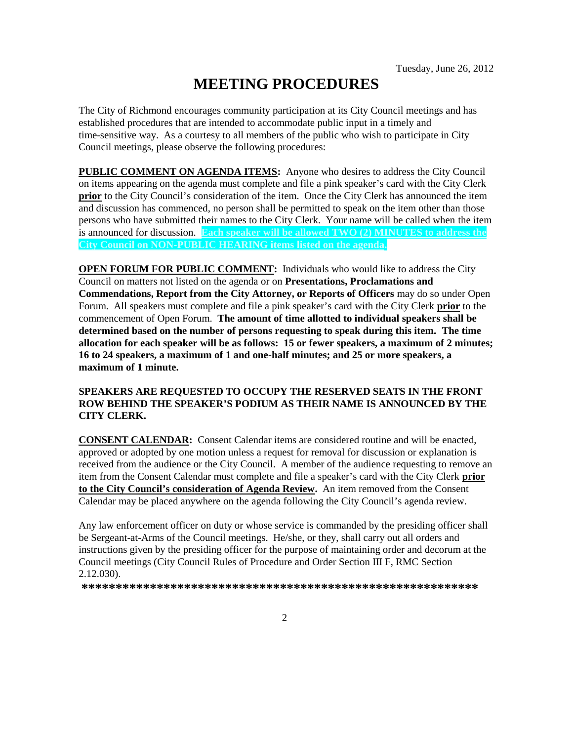Tuesday, June 26, 2012

# MEETING PROCEDURES

The City of Richmond encourages community participation at its City Council meetings and has established procedures that are intended to accommodate public input in a timely and time-sensitive way. As a courtesy to all members of the public who wish to participate in City Council meetings, please observe the following procedures:

**PUBLIC COMMENT ON AGENDA ITEMS:** Anyone who desires to address the City Council on items appearing on the agenda must complete and file a pink speaker's card with the City Clerk **prior** to the City Council's consideration of the item. Once the City Clerk has announced the item and discussion has commenced, no person shall be permitted to speak on the item other than those persons who have submitted their names to the City Clerk. Your name will be called when the item is announced for discussion. **Each speaker will be allowed TWO (2) MINUTES to address the City Council on NON-PUBLIC HEARING items listed on the agenda.**

**OPEN FORUM FOR PUBLIC COMMENT:** Individuals who would like to address the City Council on matters not listed on the agenda or on **Presentations, Proclamations and Commendations, Report from the City Attorney, or Reports of Officers** may do so under Open Forum. All speakers must complete and file a pink speaker's card with the City Clerk **prior** to the commencement of Open Forum. **The amount of time allotted to individual speakers shall be determined based on the number of persons requesting to speak during this item. The time allocation for each speaker will be as follows: 15 or fewer speakers, a maximum of 2 minutes; 16 to 24 speakers, a maximum of 1 and one-half minutes; and 25 or more speakers, a maximum of 1 minute.**

**SPEAKERS ARE REQUESTED TO OCCUPY THE RESERVED SEATS IN THE FRONT ROW BEHIND THE SPEAKER'S PODIUM AS THEIR NAME IS ANNOUNCED BY THE CITY CLERK.**

**CONSENT CALENDAR:** Consent Calendar items are considered routine and will be enacted, approved or adopted by one motion unless a request for removal for discussion or explanation is received from the audience or the City Council. A member of the audience requesting to remove an item from the Consent Calendar must complete and file a speaker's card with the City Clerk **prior to the City Council's consideration of Agenda Review.** An item removed from the Consent Calendar may be placed anywhere on the agenda following the City Council's agenda review.

Any law enforcement officer on duty or whose service is commanded by the presiding officer shall be Sergeant-at-Arms of the Council meetings. He/she, or they, shall carry out all orders and instructions given by the presiding officer for the purpose of maintaining order and decorum at the Council meetings (City Council Rules of Procedure and Order Section III F, RMC Section 2.12.030).

**************************************************************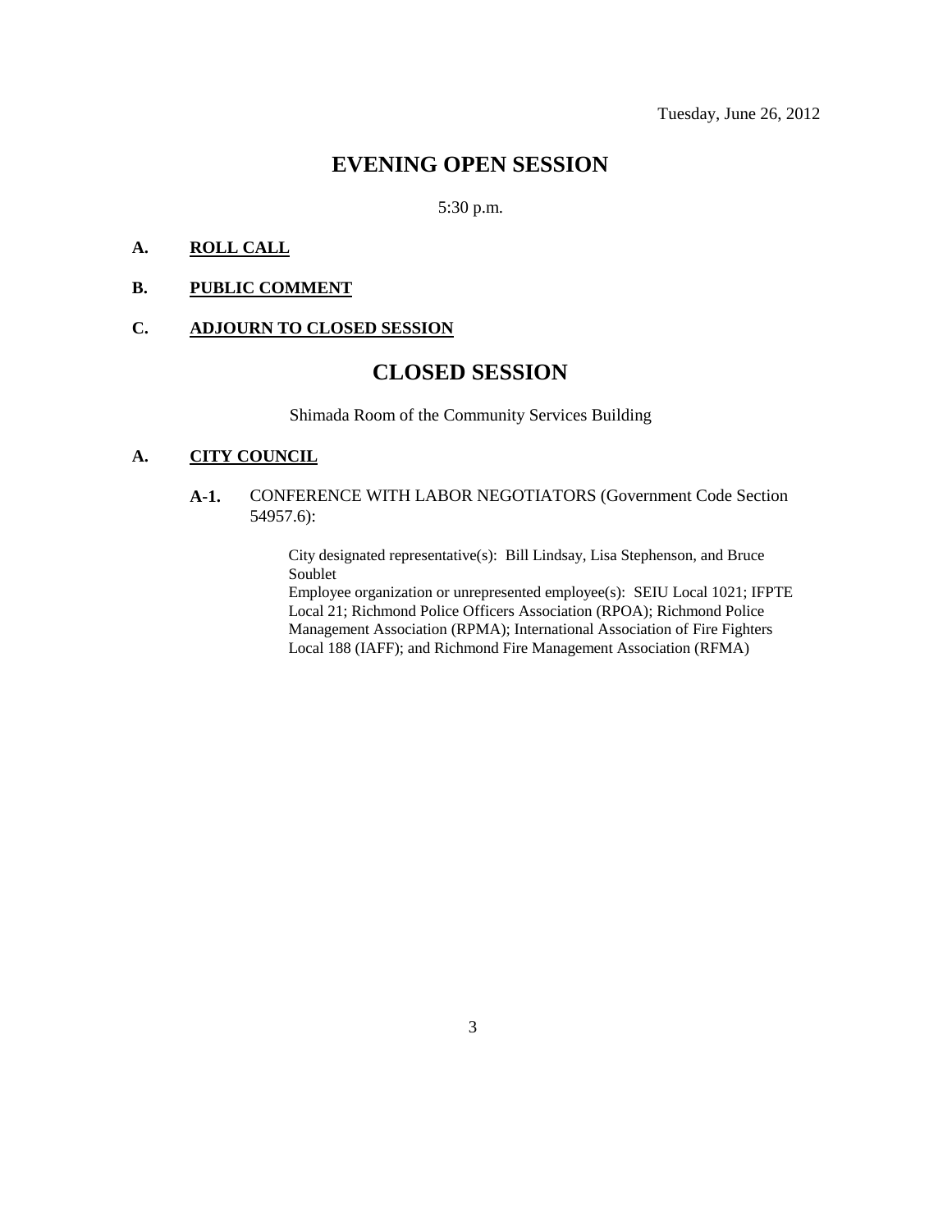Tuesday, June 26, 2012

# EVENING OPEN SESSION

5:30 p.m.

**A. ROLL CALL**

**B. PUBLIC COMMENT**

**C. ADJOURN TO CLOSED SESSION**

# CLOSED SESSION

Shimada Room of the Community Services Building

**A. CITY COUNCIL**

**A-1.** CONFERENCE WITH LABOR NEGOTIATORS (Government Code Section 54957.6):

City designated representative(s): Bill Lindsay, Lisa Stephenson, and Bruce Soublet
Employee organization or unrepresented employee(s): SEIU Local 1021; IFPTE Local 21; Richmond Police Officers Association (RPOA); Richmond Police Management Association (RPMA); International Association of Fire Fighters Local 188 (IAFF); and Richmond Fire Management Association (RFMA)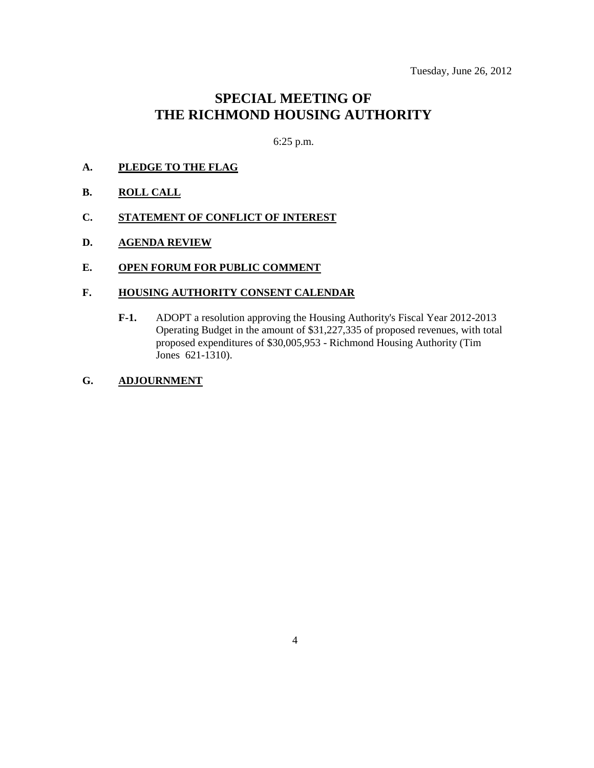Tuesday, June 26, 2012

# SPECIAL MEETING OF THE RICHMOND HOUSING AUTHORITY

6:25 p.m.

**A. <u>PLEDGE TO THE FLAG</u>**

**B. <u>ROLL CALL</u>**

**C. <u>STATEMENT OF CONFLICT OF INTEREST</u>**

**D. <u>AGENDA REVIEW</u>**

**E. <u>OPEN FORUM FOR PUBLIC COMMENT</u>**

**F. <u>HOUSING AUTHORITY CONSENT CALENDAR</u>**

**F-1.** ADOPT a resolution approving the Housing Authority's Fiscal Year 2012-2013 Operating Budget in the amount of $31,227,335 of proposed revenues, with total proposed expenditures of $30,005,953 - Richmond Housing Authority (Tim Jones 621-1310).

**G. <u>ADJOURNMENT</u>**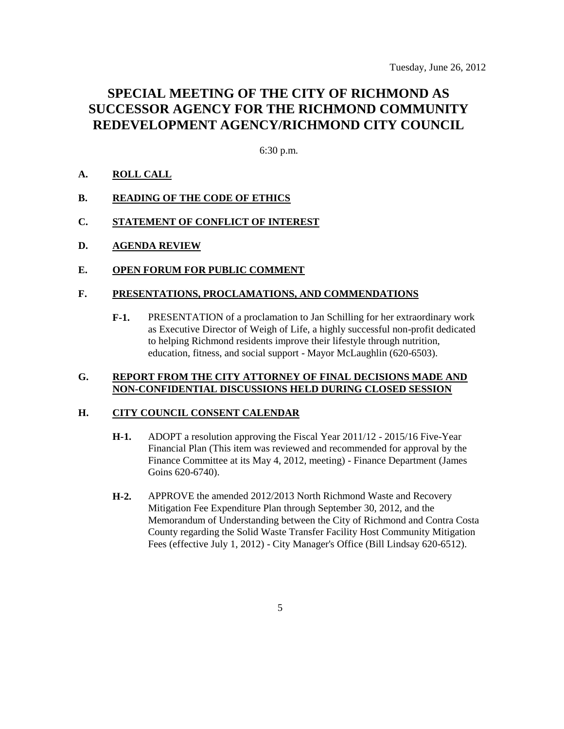Tuesday, June 26, 2012

# SPECIAL MEETING OF THE CITY OF RICHMOND AS SUCCESSOR AGENCY FOR THE RICHMOND COMMUNITY REDEVELOPMENT AGENCY/RICHMOND CITY COUNCIL

6:30 p.m.

**A. ROLL CALL**

**B. READING OF THE CODE OF ETHICS**

**C. STATEMENT OF CONFLICT OF INTEREST**

**D. AGENDA REVIEW**

**E. OPEN FORUM FOR PUBLIC COMMENT**

**F. PRESENTATIONS, PROCLAMATIONS, AND COMMENDATIONS**

**F-1.** PRESENTATION of a proclamation to Jan Schilling for her extraordinary work as Executive Director of Weigh of Life, a highly successful non-profit dedicated to helping Richmond residents improve their lifestyle through nutrition, education, fitness, and social support - Mayor McLaughlin (620-6503).

**G. REPORT FROM THE CITY ATTORNEY OF FINAL DECISIONS MADE AND NON-CONFIDENTIAL DISCUSSIONS HELD DURING CLOSED SESSION**

**H. CITY COUNCIL CONSENT CALENDAR**

**H-1.** ADOPT a resolution approving the Fiscal Year 2011/12 - 2015/16 Five-Year Financial Plan (This item was reviewed and recommended for approval by the Finance Committee at its May 4, 2012, meeting) - Finance Department (James Goins 620-6740).

**H-2.** APPROVE the amended 2012/2013 North Richmond Waste and Recovery Mitigation Fee Expenditure Plan through September 30, 2012, and the Memorandum of Understanding between the City of Richmond and Contra Costa County regarding the Solid Waste Transfer Facility Host Community Mitigation Fees (effective July 1, 2012) - City Manager's Office (Bill Lindsay 620-6512).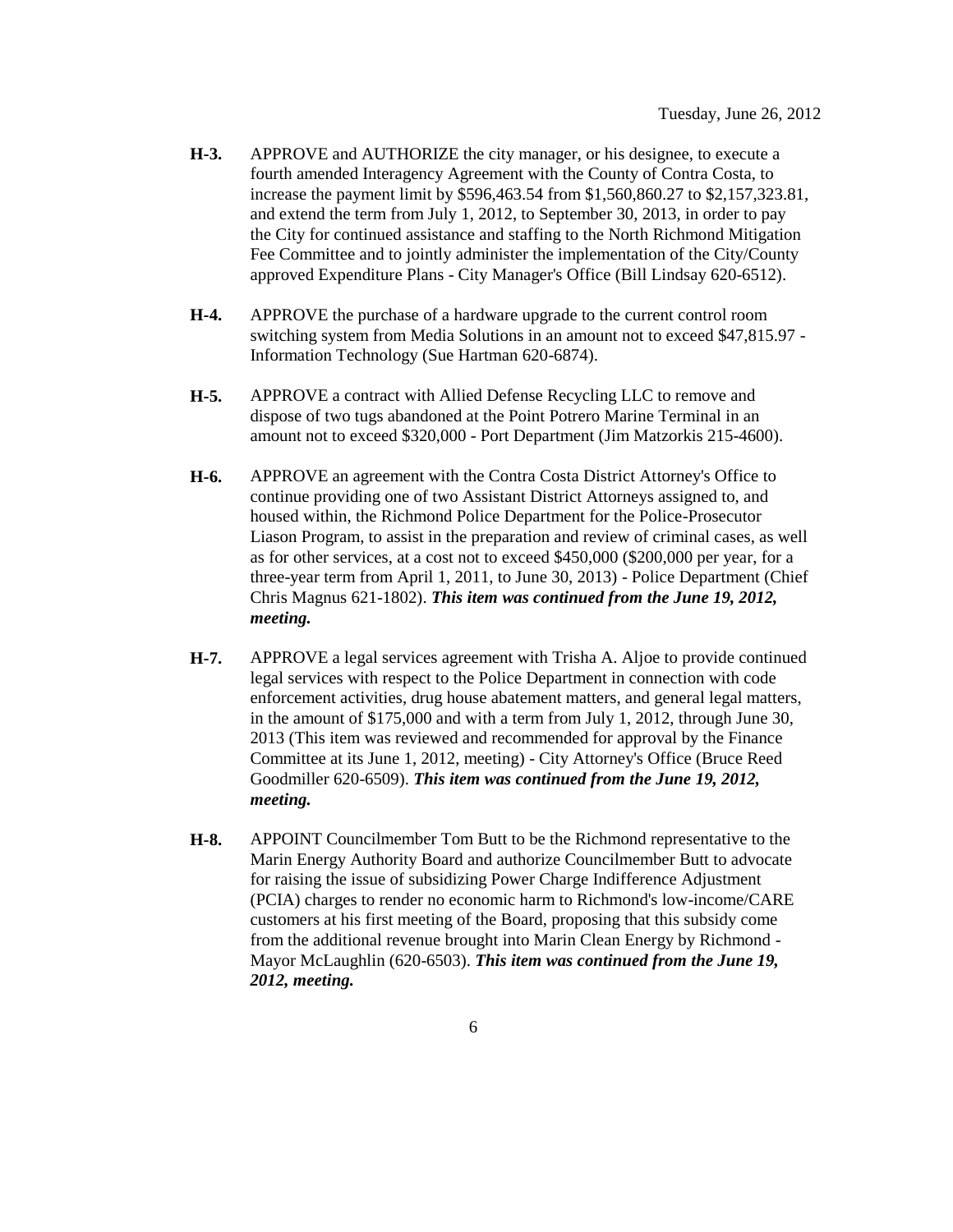**H-3.** APPROVE and AUTHORIZE the city manager, or his designee, to execute a fourth amended Interagency Agreement with the County of Contra Costa, to increase the payment limit by $596,463.54 from $1,560,860.27 to $2,157,323.81, and extend the term from July 1, 2012, to September 30, 2013, in order to pay the City for continued assistance and staffing to the North Richmond Mitigation Fee Committee and to jointly administer the implementation of the City/County approved Expenditure Plans - City Manager's Office (Bill Lindsay 620-6512).

**H-4.** APPROVE the purchase of a hardware upgrade to the current control room switching system from Media Solutions in an amount not to exceed $47,815.97 - Information Technology (Sue Hartman 620-6874).

**H-5.** APPROVE a contract with Allied Defense Recycling LLC to remove and dispose of two tugs abandoned at the Point Potrero Marine Terminal in an amount not to exceed $320,000 - Port Department (Jim Matzorkis 215-4600).

**H-6.** APPROVE an agreement with the Contra Costa District Attorney's Office to continue providing one of two Assistant District Attorneys assigned to, and housed within, the Richmond Police Department for the Police-Prosecutor Liason Program, to assist in the preparation and review of criminal cases, as well as for other services, at a cost not to exceed $450,000 ($200,000 per year, for a three-year term from April 1, 2011, to June 30, 2013) - Police Department (Chief Chris Magnus 621-1802). ***This item was continued from the June 19, 2012, meeting.***

**H-7.** APPROVE a legal services agreement with Trisha A. Aljoe to provide continued legal services with respect to the Police Department in connection with code enforcement activities, drug house abatement matters, and general legal matters, in the amount of $175,000 and with a term from July 1, 2012, through June 30, 2013 (This item was reviewed and recommended for approval by the Finance Committee at its June 1, 2012, meeting) - City Attorney's Office (Bruce Reed Goodmiller 620-6509). ***This item was continued from the June 19, 2012, meeting.***

**H-8.** APPOINT Councilmember Tom Butt to be the Richmond representative to the Marin Energy Authority Board and authorize Councilmember Butt to advocate for raising the issue of subsidizing Power Charge Indifference Adjustment (PCIA) charges to render no economic harm to Richmond's low-income/CARE customers at his first meeting of the Board, proposing that this subsidy come from the additional revenue brought into Marin Clean Energy by Richmond - Mayor McLaughlin (620-6503). ***This item was continued from the June 19, 2012, meeting.***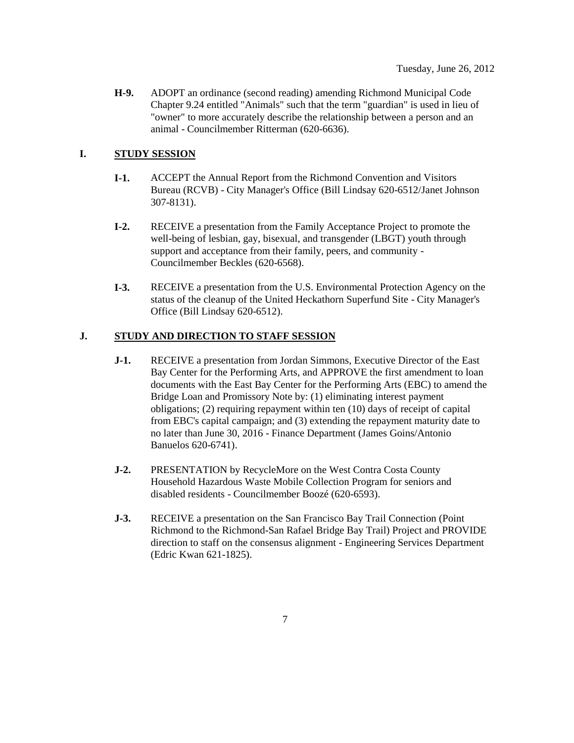**H-9.** ADOPT an ordinance (second reading) amending Richmond Municipal Code Chapter 9.24 entitled "Animals" such that the term "guardian" is used in lieu of "owner" to more accurately describe the relationship between a person and an animal - Councilmember Ritterman (620-6636).

## I. STUDY SESSION

**I-1.** ACCEPT the Annual Report from the Richmond Convention and Visitors Bureau (RCVB) - City Manager's Office (Bill Lindsay 620-6512/Janet Johnson 307-8131).

**I-2.** RECEIVE a presentation from the Family Acceptance Project to promote the well-being of lesbian, gay, bisexual, and transgender (LBGT) youth through support and acceptance from their family, peers, and community - Councilmember Beckles (620-6568).

**I-3.** RECEIVE a presentation from the U.S. Environmental Protection Agency on the status of the cleanup of the United Heckathorn Superfund Site - City Manager's Office (Bill Lindsay 620-6512).

## J. STUDY AND DIRECTION TO STAFF SESSION

**J-1.** RECEIVE a presentation from Jordan Simmons, Executive Director of the East Bay Center for the Performing Arts, and APPROVE the first amendment to loan documents with the East Bay Center for the Performing Arts (EBC) to amend the Bridge Loan and Promissory Note by: (1) eliminating interest payment obligations; (2) requiring repayment within ten (10) days of receipt of capital from EBC's capital campaign; and (3) extending the repayment maturity date to no later than June 30, 2016 - Finance Department (James Goins/Antonio Banuelos 620-6741).

**J-2.** PRESENTATION by RecycleMore on the West Contra Costa County Household Hazardous Waste Mobile Collection Program for seniors and disabled residents - Councilmember Boozé (620-6593).

**J-3.** RECEIVE a presentation on the San Francisco Bay Trail Connection (Point Richmond to the Richmond-San Rafael Bridge Bay Trail) Project and PROVIDE direction to staff on the consensus alignment - Engineering Services Department (Edric Kwan 621-1825).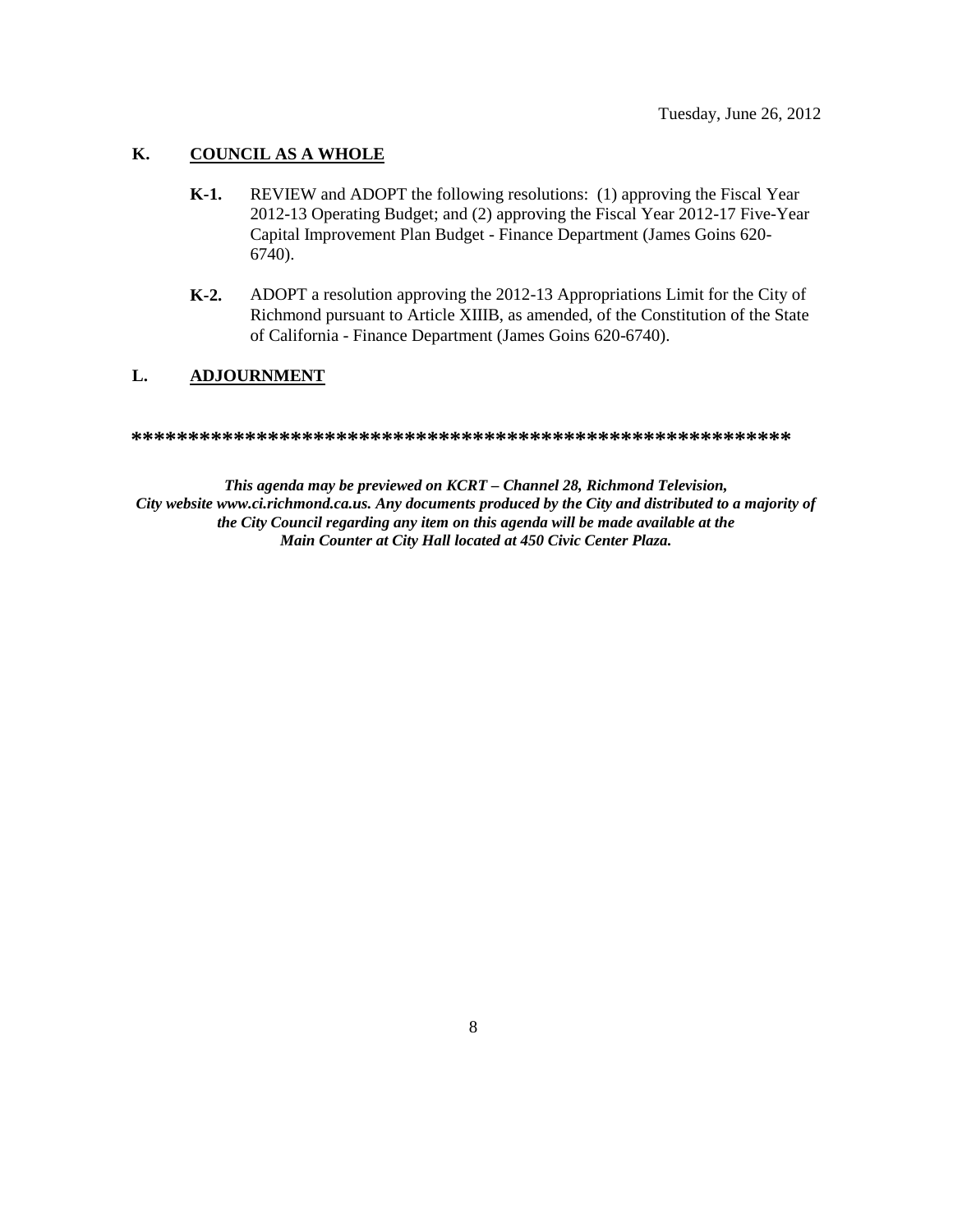Tuesday, June 26, 2012

## K. COUNCIL AS A WHOLE

**K-1.** REVIEW and ADOPT the following resolutions: (1) approving the Fiscal Year 2012-13 Operating Budget; and (2) approving the Fiscal Year 2012-17 Five-Year Capital Improvement Plan Budget - Finance Department (James Goins 620-6740).

**K-2.** ADOPT a resolution approving the 2012-13 Appropriations Limit for the City of Richmond pursuant to Article XIIIB, as amended, of the Constitution of the State of California - Finance Department (James Goins 620-6740).

## L. ADJOURNMENT

**\*\*\*\*\*\*\*\*\*\*\*\*\*\*\*\*\*\*\*\*\*\*\*\*\*\*\*\*\*\*\*\*\*\*\*\*\*\*\*\*\*\*\*\*\*\*\*\*\*\*\*\*\*\*\*\*\*\*\*\*\***

***This agenda may be previewed on KCRT – Channel 28, Richmond Television, City website www.ci.richmond.ca.us. Any documents produced by the City and distributed to a majority of the City Council regarding any item on this agenda will be made available at the Main Counter at City Hall located at 450 Civic Center Plaza.***